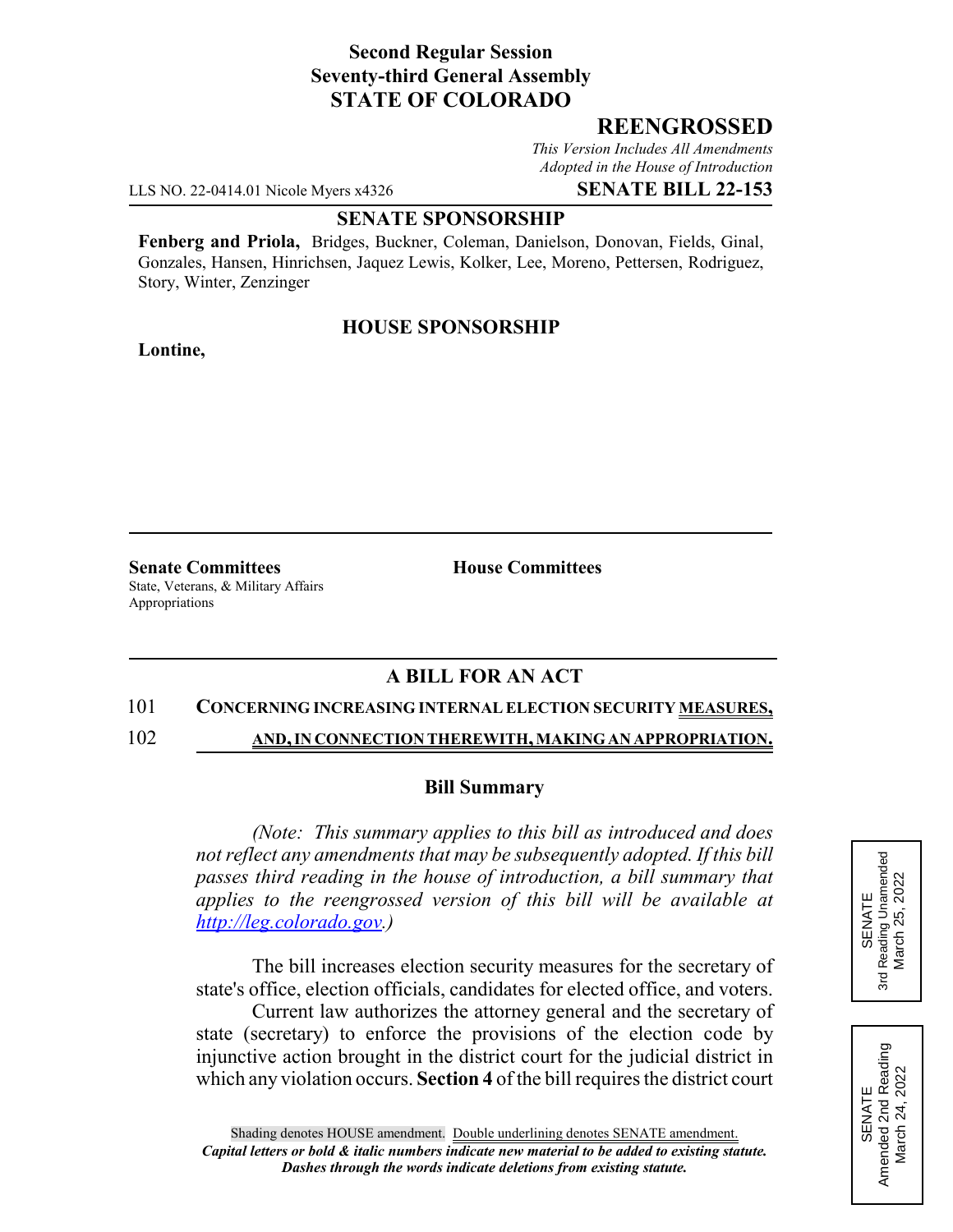**Second Regular Session**
**Seventy-third General Assembly**
**STATE OF COLORADO**

# REENGROSSED

*This Version Includes All Amendments Adopted in the House of Introduction*

LLS NO. 22-0414.01 Nicole Myers x4326 **SENATE BILL 22-153**

**SENATE SPONSORSHIP**

**Fenberg and Priola,** Bridges, Buckner, Coleman, Danielson, Donovan, Fields, Ginal, Gonzales, Hansen, Hinrichsen, Jaquez Lewis, Kolker, Lee, Moreno, Pettersen, Rodriguez, Story, Winter, Zenzinger

**HOUSE SPONSORSHIP**

**Lontine,**

**Senate Committees**
State, Veterans, & Military Affairs
Appropriations

**House Committees**

SENATE
3rd Reading Unamended
March 25, 2022

SENATE
Amended 2nd Reading
March 24, 2022

## A BILL FOR AN ACT

101 **CONCERNING INCREASING INTERNAL ELECTION SECURITY MEASURES,**

102 **AND, IN CONNECTION THEREWITH, MAKING AN APPROPRIATION.**

### Bill Summary

*(Note: This summary applies to this bill as introduced and does not reflect any amendments that may be subsequently adopted. If this bill passes third reading in the house of introduction, a bill summary that applies to the reengrossed version of this bill will be available at http://leg.colorado.gov.)*

The bill increases election security measures for the secretary of state's office, election officials, candidates for elected office, and voters.

Current law authorizes the attorney general and the secretary of state (secretary) to enforce the provisions of the election code by injunctive action brought in the district court for the judicial district in which any violation occurs. **Section 4** of the bill requires the district court

Shading denotes HOUSE amendment. Double underlining denotes SENATE amendment.
***Capital letters or bold & italic numbers indicate new material to be added to existing statute.***
***Dashes through the words indicate deletions from existing statute.***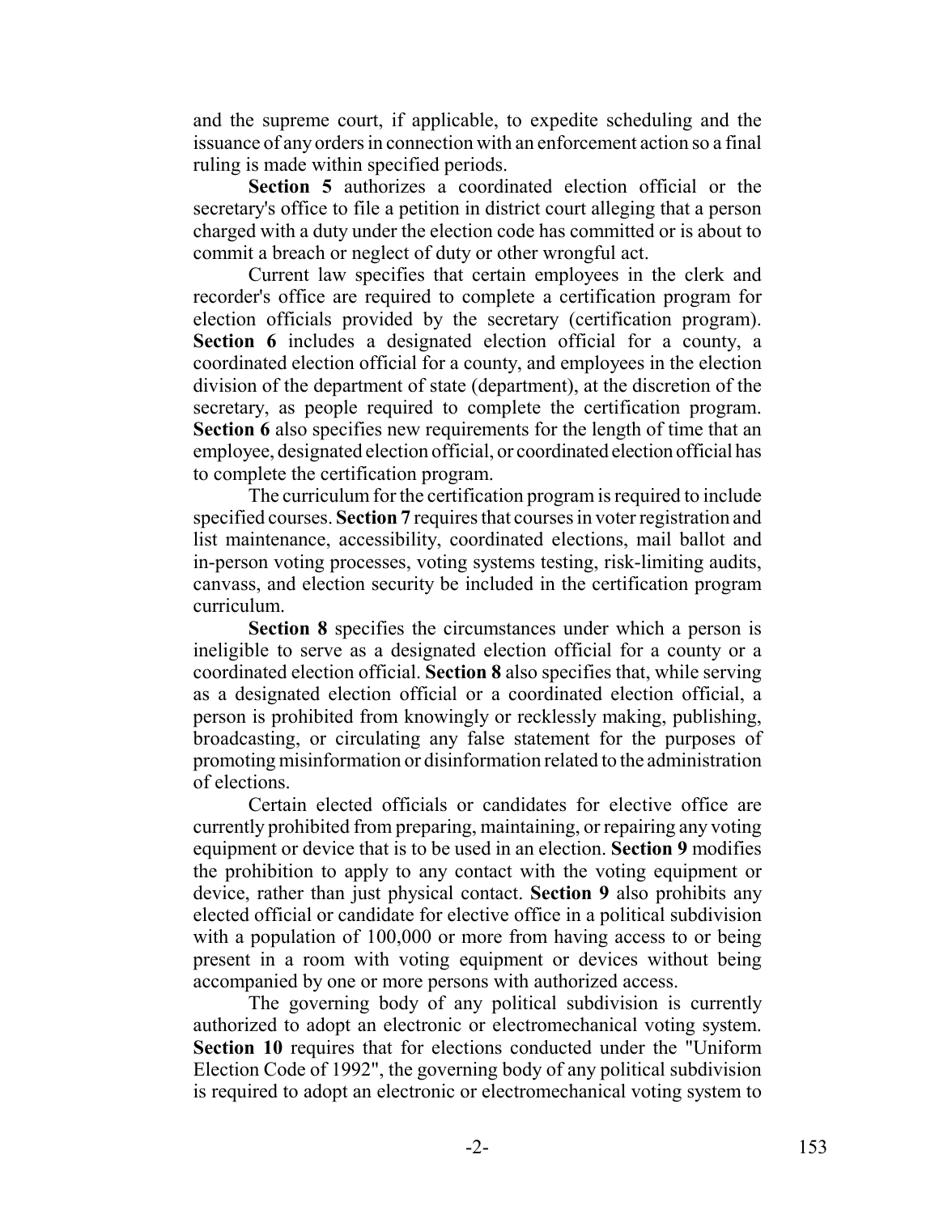and the supreme court, if applicable, to expedite scheduling and the issuance of any orders in connection with an enforcement action so a final ruling is made within specified periods.

**Section 5** authorizes a coordinated election official or the secretary's office to file a petition in district court alleging that a person charged with a duty under the election code has committed or is about to commit a breach or neglect of duty or other wrongful act.

Current law specifies that certain employees in the clerk and recorder's office are required to complete a certification program for election officials provided by the secretary (certification program). **Section 6** includes a designated election official for a county, a coordinated election official for a county, and employees in the election division of the department of state (department), at the discretion of the secretary, as people required to complete the certification program. **Section 6** also specifies new requirements for the length of time that an employee, designated election official, or coordinated election official has to complete the certification program.

The curriculum for the certification program is required to include specified courses. **Section 7** requires that courses in voter registration and list maintenance, accessibility, coordinated elections, mail ballot and in-person voting processes, voting systems testing, risk-limiting audits, canvass, and election security be included in the certification program curriculum.

**Section 8** specifies the circumstances under which a person is ineligible to serve as a designated election official for a county or a coordinated election official. **Section 8** also specifies that, while serving as a designated election official or a coordinated election official, a person is prohibited from knowingly or recklessly making, publishing, broadcasting, or circulating any false statement for the purposes of promoting misinformation or disinformation related to the administration of elections.

Certain elected officials or candidates for elective office are currently prohibited from preparing, maintaining, or repairing any voting equipment or device that is to be used in an election. **Section 9** modifies the prohibition to apply to any contact with the voting equipment or device, rather than just physical contact. **Section 9** also prohibits any elected official or candidate for elective office in a political subdivision with a population of 100,000 or more from having access to or being present in a room with voting equipment or devices without being accompanied by one or more persons with authorized access.

The governing body of any political subdivision is currently authorized to adopt an electronic or electromechanical voting system. **Section 10** requires that for elections conducted under the "Uniform Election Code of 1992", the governing body of any political subdivision is required to adopt an electronic or electromechanical voting system to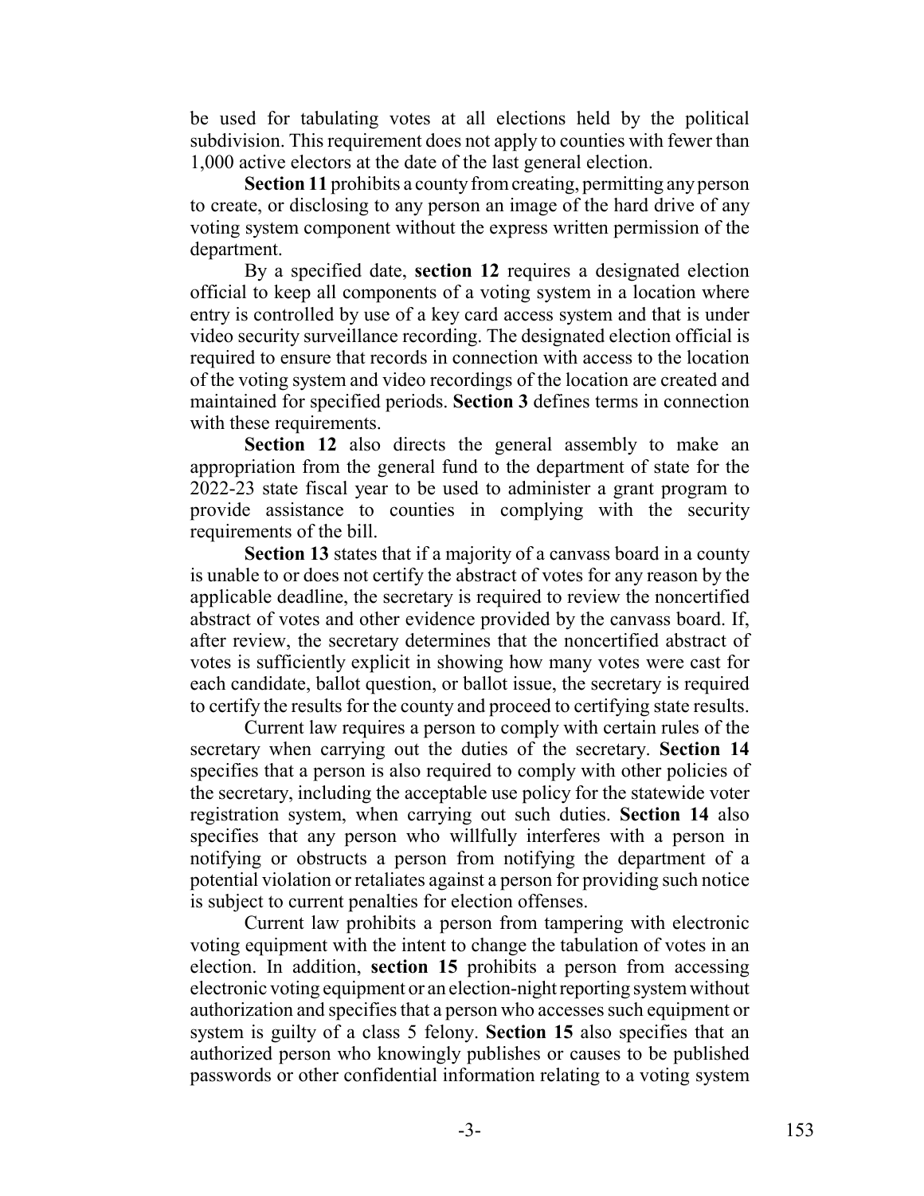be used for tabulating votes at all elections held by the political subdivision. This requirement does not apply to counties with fewer than 1,000 active electors at the date of the last general election.

**Section 11** prohibits a county from creating, permitting any person to create, or disclosing to any person an image of the hard drive of any voting system component without the express written permission of the department.

By a specified date, **section 12** requires a designated election official to keep all components of a voting system in a location where entry is controlled by use of a key card access system and that is under video security surveillance recording. The designated election official is required to ensure that records in connection with access to the location of the voting system and video recordings of the location are created and maintained for specified periods. **Section 3** defines terms in connection with these requirements.

**Section 12** also directs the general assembly to make an appropriation from the general fund to the department of state for the 2022-23 state fiscal year to be used to administer a grant program to provide assistance to counties in complying with the security requirements of the bill.

**Section 13** states that if a majority of a canvass board in a county is unable to or does not certify the abstract of votes for any reason by the applicable deadline, the secretary is required to review the noncertified abstract of votes and other evidence provided by the canvass board. If, after review, the secretary determines that the noncertified abstract of votes is sufficiently explicit in showing how many votes were cast for each candidate, ballot question, or ballot issue, the secretary is required to certify the results for the county and proceed to certifying state results.

Current law requires a person to comply with certain rules of the secretary when carrying out the duties of the secretary. **Section 14** specifies that a person is also required to comply with other policies of the secretary, including the acceptable use policy for the statewide voter registration system, when carrying out such duties. **Section 14** also specifies that any person who willfully interferes with a person in notifying or obstructs a person from notifying the department of a potential violation or retaliates against a person for providing such notice is subject to current penalties for election offenses.

Current law prohibits a person from tampering with electronic voting equipment with the intent to change the tabulation of votes in an election. In addition, **section 15** prohibits a person from accessing electronic voting equipment or an election-night reporting system without authorization and specifies that a person who accesses such equipment or system is guilty of a class 5 felony. **Section 15** also specifies that an authorized person who knowingly publishes or causes to be published passwords or other confidential information relating to a voting system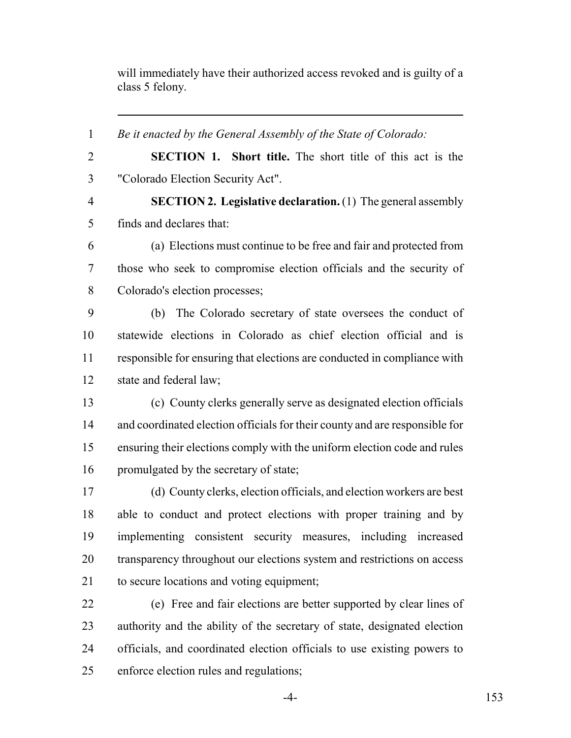will immediately have their authorized access revoked and is guilty of a class 5 felony.

---

*Be it enacted by the General Assembly of the State of Colorado:*

**SECTION 1. Short title.** The short title of this act is the "Colorado Election Security Act".

**SECTION 2. Legislative declaration.** (1) The general assembly finds and declares that:

(a) Elections must continue to be free and fair and protected from those who seek to compromise election officials and the security of Colorado's election processes;

(b) The Colorado secretary of state oversees the conduct of statewide elections in Colorado as chief election official and is responsible for ensuring that elections are conducted in compliance with state and federal law;

(c) County clerks generally serve as designated election officials and coordinated election officials for their county and are responsible for ensuring their elections comply with the uniform election code and rules promulgated by the secretary of state;

(d) County clerks, election officials, and election workers are best able to conduct and protect elections with proper training and by implementing consistent security measures, including increased transparency throughout our elections system and restrictions on access to secure locations and voting equipment;

(e) Free and fair elections are better supported by clear lines of authority and the ability of the secretary of state, designated election officials, and coordinated election officials to use existing powers to enforce election rules and regulations;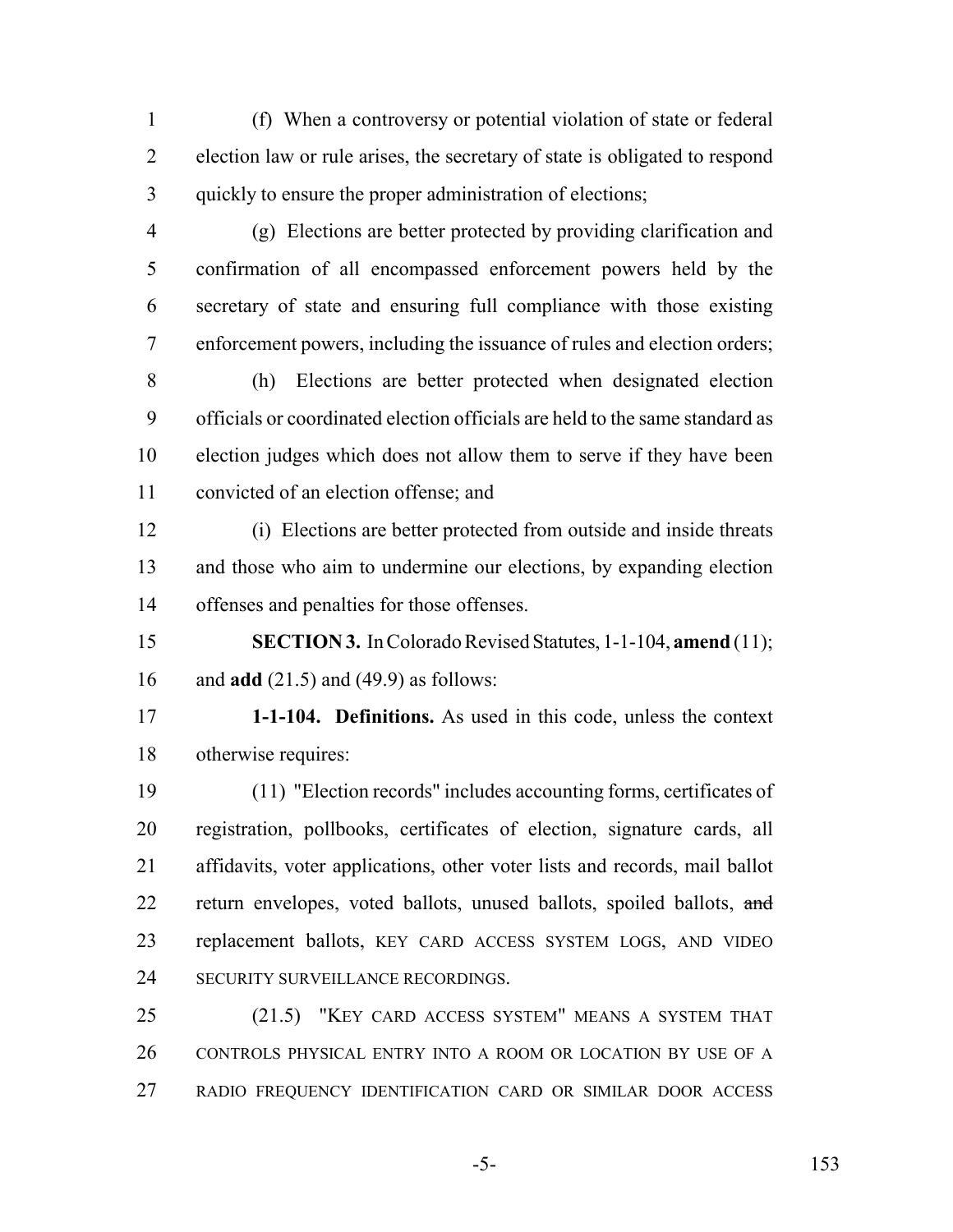(f) When a controversy or potential violation of state or federal election law or rule arises, the secretary of state is obligated to respond quickly to ensure the proper administration of elections;

(g) Elections are better protected by providing clarification and confirmation of all encompassed enforcement powers held by the secretary of state and ensuring full compliance with those existing enforcement powers, including the issuance of rules and election orders;

(h) Elections are better protected when designated election officials or coordinated election officials are held to the same standard as election judges which does not allow them to serve if they have been convicted of an election offense; and

(i) Elections are better protected from outside and inside threats and those who aim to undermine our elections, by expanding election offenses and penalties for those offenses.

**SECTION 3.** In Colorado Revised Statutes, 1-1-104, **amend** (11); and **add** (21.5) and (49.9) as follows:

**1-1-104. Definitions.** As used in this code, unless the context otherwise requires:

(11) "Election records" includes accounting forms, certificates of registration, pollbooks, certificates of election, signature cards, all affidavits, voter applications, other voter lists and records, mail ballot return envelopes, voted ballots, unused ballots, spoiled ballots, ~~and~~ replacement ballots, KEY CARD ACCESS SYSTEM LOGS, AND VIDEO SECURITY SURVEILLANCE RECORDINGS.

(21.5) "KEY CARD ACCESS SYSTEM" MEANS A SYSTEM THAT CONTROLS PHYSICAL ENTRY INTO A ROOM OR LOCATION BY USE OF A RADIO FREQUENCY IDENTIFICATION CARD OR SIMILAR DOOR ACCESS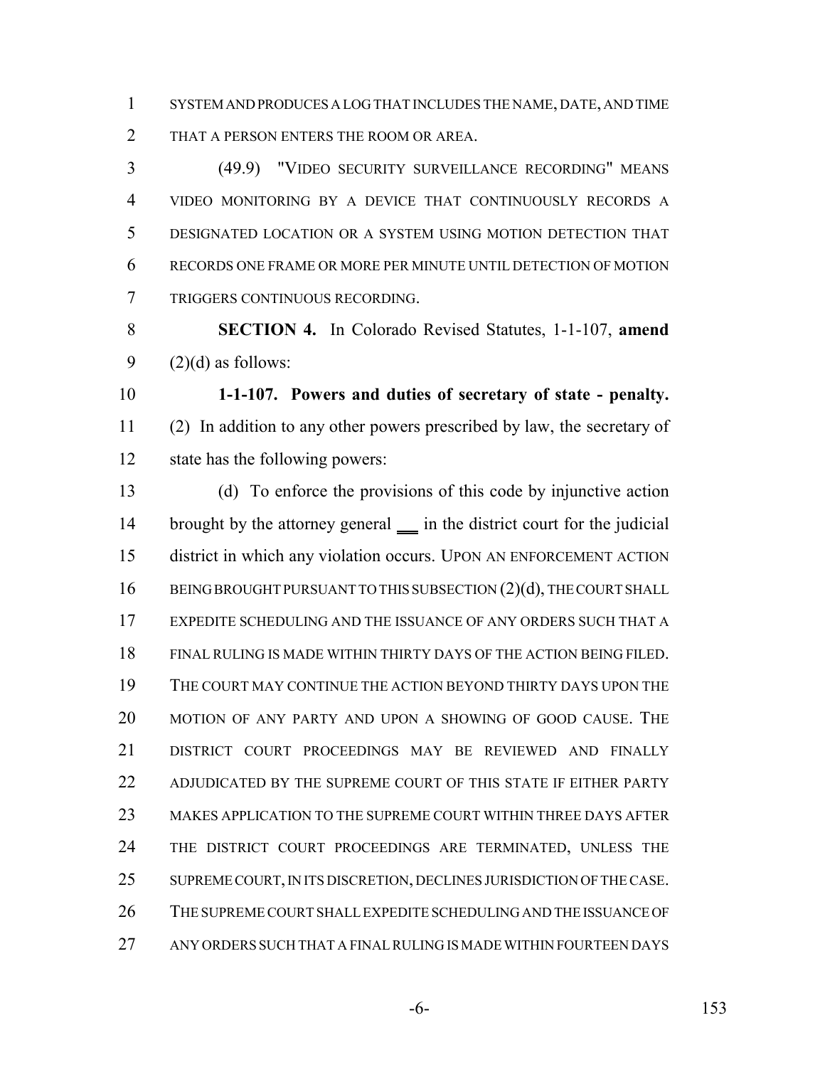SYSTEM AND PRODUCES A LOG THAT INCLUDES THE NAME, DATE, AND TIME THAT A PERSON ENTERS THE ROOM OR AREA.

(49.9) "VIDEO SECURITY SURVEILLANCE RECORDING" MEANS VIDEO MONITORING BY A DEVICE THAT CONTINUOUSLY RECORDS A DESIGNATED LOCATION OR A SYSTEM USING MOTION DETECTION THAT RECORDS ONE FRAME OR MORE PER MINUTE UNTIL DETECTION OF MOTION TRIGGERS CONTINUOUS RECORDING.

**SECTION 4.** In Colorado Revised Statutes, 1-1-107, **amend** (2)(d) as follows:

**1-1-107. Powers and duties of secretary of state - penalty.** (2) In addition to any other powers prescribed by law, the secretary of state has the following powers:

(d) To enforce the provisions of this code by injunctive action brought by the attorney general ___ in the district court for the judicial district in which any violation occurs. UPON AN ENFORCEMENT ACTION BEING BROUGHT PURSUANT TO THIS SUBSECTION (2)(d), THE COURT SHALL EXPEDITE SCHEDULING AND THE ISSUANCE OF ANY ORDERS SUCH THAT A FINAL RULING IS MADE WITHIN THIRTY DAYS OF THE ACTION BEING FILED. THE COURT MAY CONTINUE THE ACTION BEYOND THIRTY DAYS UPON THE MOTION OF ANY PARTY AND UPON A SHOWING OF GOOD CAUSE. THE DISTRICT COURT PROCEEDINGS MAY BE REVIEWED AND FINALLY ADJUDICATED BY THE SUPREME COURT OF THIS STATE IF EITHER PARTY MAKES APPLICATION TO THE SUPREME COURT WITHIN THREE DAYS AFTER THE DISTRICT COURT PROCEEDINGS ARE TERMINATED, UNLESS THE SUPREME COURT, IN ITS DISCRETION, DECLINES JURISDICTION OF THE CASE. THE SUPREME COURT SHALL EXPEDITE SCHEDULING AND THE ISSUANCE OF ANY ORDERS SUCH THAT A FINAL RULING IS MADE WITHIN FOURTEEN DAYS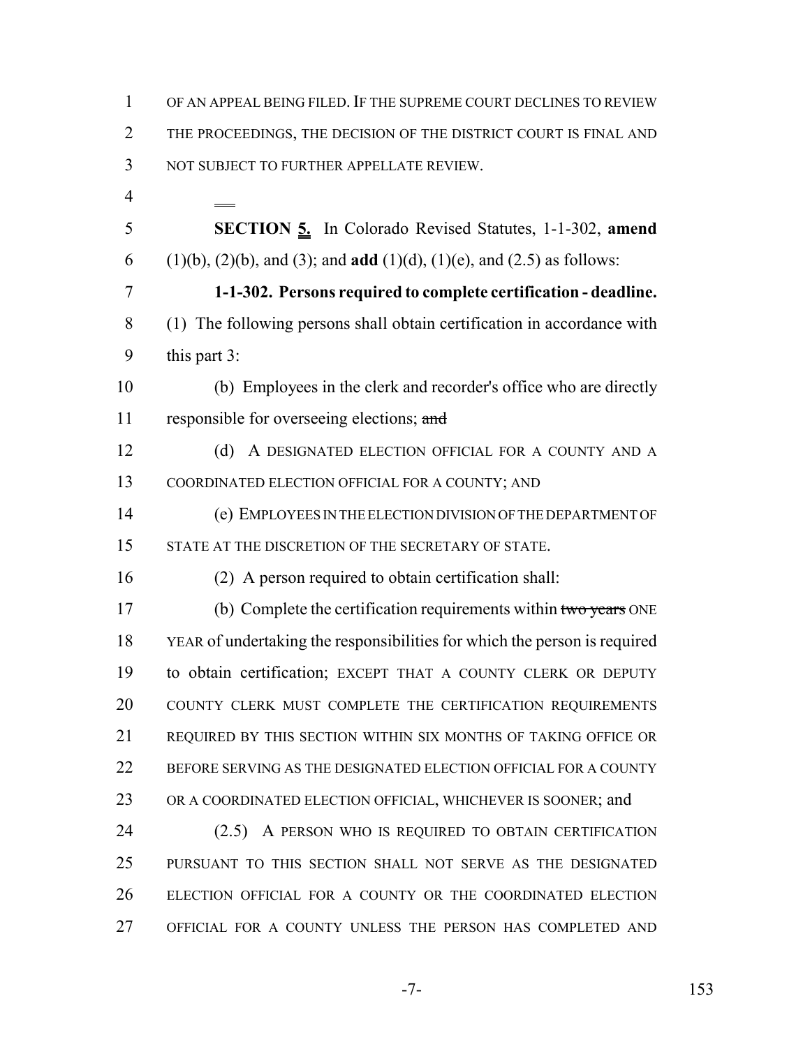OF AN APPEAL BEING FILED. IF THE SUPREME COURT DECLINES TO REVIEW THE PROCEEDINGS, THE DECISION OF THE DISTRICT COURT IS FINAL AND NOT SUBJECT TO FURTHER APPELLATE REVIEW.

**SECTION 5.** In Colorado Revised Statutes, 1-1-302, **amend** (1)(b), (2)(b), and (3); and **add** (1)(d), (1)(e), and (2.5) as follows:

**1-1-302. Persons required to complete certification - deadline.** (1) The following persons shall obtain certification in accordance with this part 3:

(b) Employees in the clerk and recorder's office who are directly responsible for overseeing elections; ~~and~~

(d) A DESIGNATED ELECTION OFFICIAL FOR A COUNTY AND A COORDINATED ELECTION OFFICIAL FOR A COUNTY; AND

(e) EMPLOYEES IN THE ELECTION DIVISION OF THE DEPARTMENT OF STATE AT THE DISCRETION OF THE SECRETARY OF STATE.

(2) A person required to obtain certification shall:

(b) Complete the certification requirements within ~~two years~~ ONE YEAR of undertaking the responsibilities for which the person is required to obtain certification; EXCEPT THAT A COUNTY CLERK OR DEPUTY COUNTY CLERK MUST COMPLETE THE CERTIFICATION REQUIREMENTS REQUIRED BY THIS SECTION WITHIN SIX MONTHS OF TAKING OFFICE OR BEFORE SERVING AS THE DESIGNATED ELECTION OFFICIAL FOR A COUNTY OR A COORDINATED ELECTION OFFICIAL, WHICHEVER IS SOONER; and

(2.5) A PERSON WHO IS REQUIRED TO OBTAIN CERTIFICATION PURSUANT TO THIS SECTION SHALL NOT SERVE AS THE DESIGNATED ELECTION OFFICIAL FOR A COUNTY OR THE COORDINATED ELECTION OFFICIAL FOR A COUNTY UNLESS THE PERSON HAS COMPLETED AND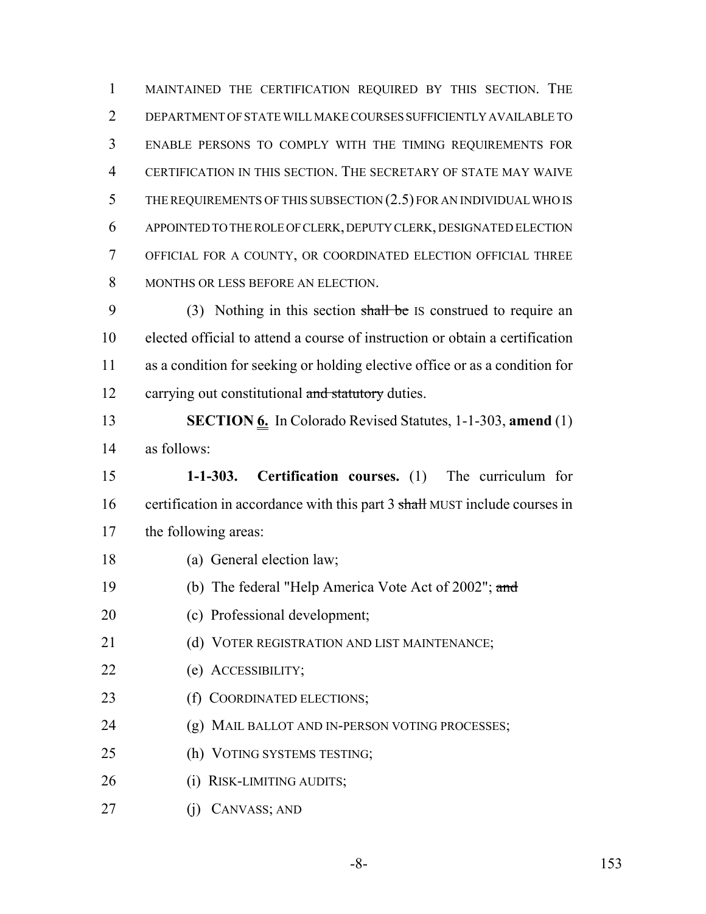MAINTAINED THE CERTIFICATION REQUIRED BY THIS SECTION. THE DEPARTMENT OF STATE WILL MAKE COURSES SUFFICIENTLY AVAILABLE TO ENABLE PERSONS TO COMPLY WITH THE TIMING REQUIREMENTS FOR CERTIFICATION IN THIS SECTION. THE SECRETARY OF STATE MAY WAIVE THE REQUIREMENTS OF THIS SUBSECTION (2.5) FOR AN INDIVIDUAL WHO IS APPOINTED TO THE ROLE OF CLERK, DEPUTY CLERK, DESIGNATED ELECTION OFFICIAL FOR A COUNTY, OR COORDINATED ELECTION OFFICIAL THREE MONTHS OR LESS BEFORE AN ELECTION.

(3) Nothing in this section ~~shall be~~ IS construed to require an elected official to attend a course of instruction or obtain a certification as a condition for seeking or holding elective office or as a condition for carrying out constitutional ~~and statutory~~ duties.

**SECTION 6.** In Colorado Revised Statutes, 1-1-303, **amend** (1) as follows:

**1-1-303. Certification courses.** (1) The curriculum for certification in accordance with this part 3 ~~shall~~ MUST include courses in the following areas:

(a) General election law;

(b) The federal "Help America Vote Act of 2002"; ~~and~~

(c) Professional development;

(d) VOTER REGISTRATION AND LIST MAINTENANCE;

(e) ACCESSIBILITY;

(f) COORDINATED ELECTIONS;

(g) MAIL BALLOT AND IN-PERSON VOTING PROCESSES;

(h) VOTING SYSTEMS TESTING;

(i) RISK-LIMITING AUDITS;

(j) CANVASS; AND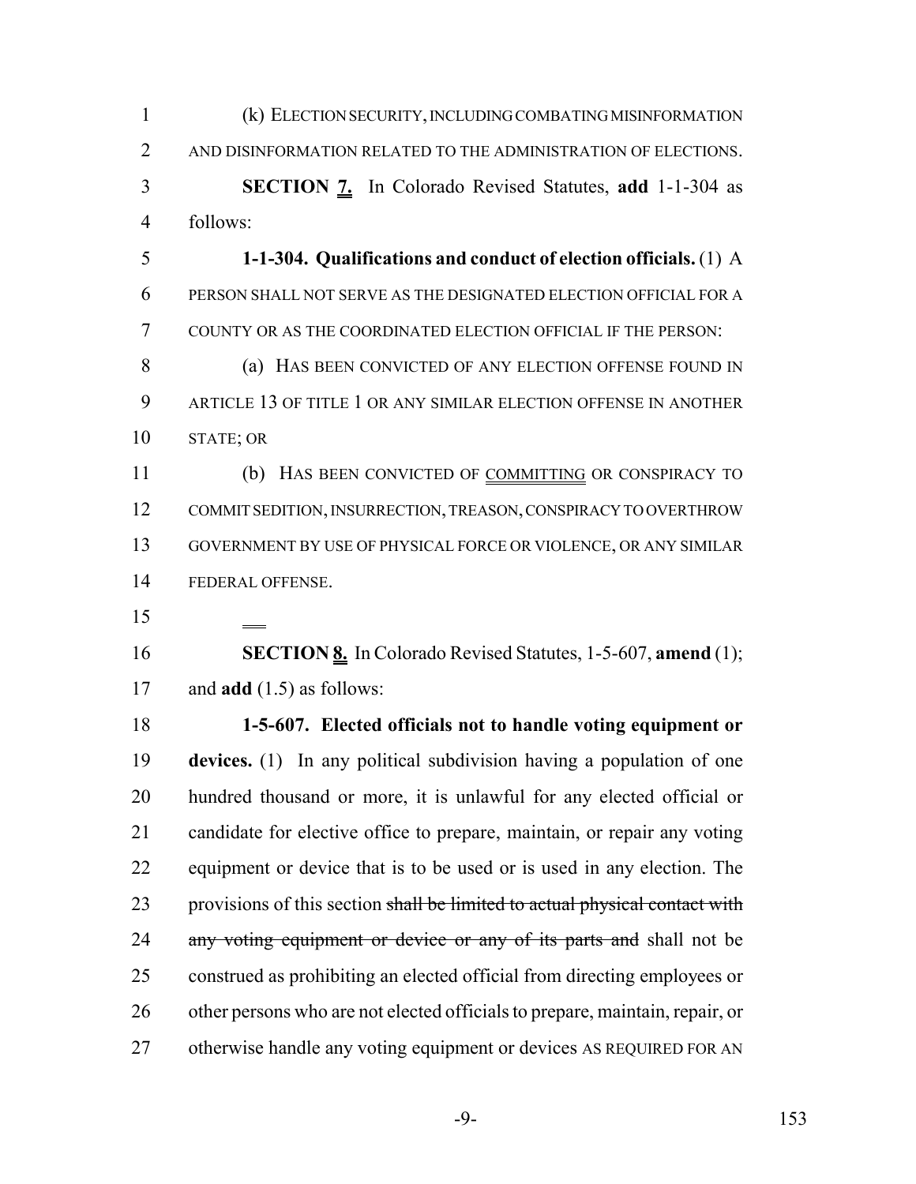(k) ELECTION SECURITY, INCLUDING COMBATING MISINFORMATION AND DISINFORMATION RELATED TO THE ADMINISTRATION OF ELECTIONS.

**SECTION 7.** In Colorado Revised Statutes, **add** 1-1-304 as follows:

**1-1-304. Qualifications and conduct of election officials.** (1) A PERSON SHALL NOT SERVE AS THE DESIGNATED ELECTION OFFICIAL FOR A COUNTY OR AS THE COORDINATED ELECTION OFFICIAL IF THE PERSON:

(a) HAS BEEN CONVICTED OF ANY ELECTION OFFENSE FOUND IN ARTICLE 13 OF TITLE 1 OR ANY SIMILAR ELECTION OFFENSE IN ANOTHER STATE; OR

(b) HAS BEEN CONVICTED OF COMMITTING OR CONSPIRACY TO COMMIT SEDITION, INSURRECTION, TREASON, CONSPIRACY TO OVERTHROW GOVERNMENT BY USE OF PHYSICAL FORCE OR VIOLENCE, OR ANY SIMILAR FEDERAL OFFENSE.

**SECTION 8.** In Colorado Revised Statutes, 1-5-607, **amend** (1); and **add** (1.5) as follows:

**1-5-607. Elected officials not to handle voting equipment or devices.** (1) In any political subdivision having a population of one hundred thousand or more, it is unlawful for any elected official or candidate for elective office to prepare, maintain, or repair any voting equipment or device that is to be used or is used in any election. The provisions of this section ~~shall be limited to actual physical contact with any voting equipment or device or any of its parts and~~ shall not be construed as prohibiting an elected official from directing employees or other persons who are not elected officials to prepare, maintain, repair, or otherwise handle any voting equipment or devices AS REQUIRED FOR AN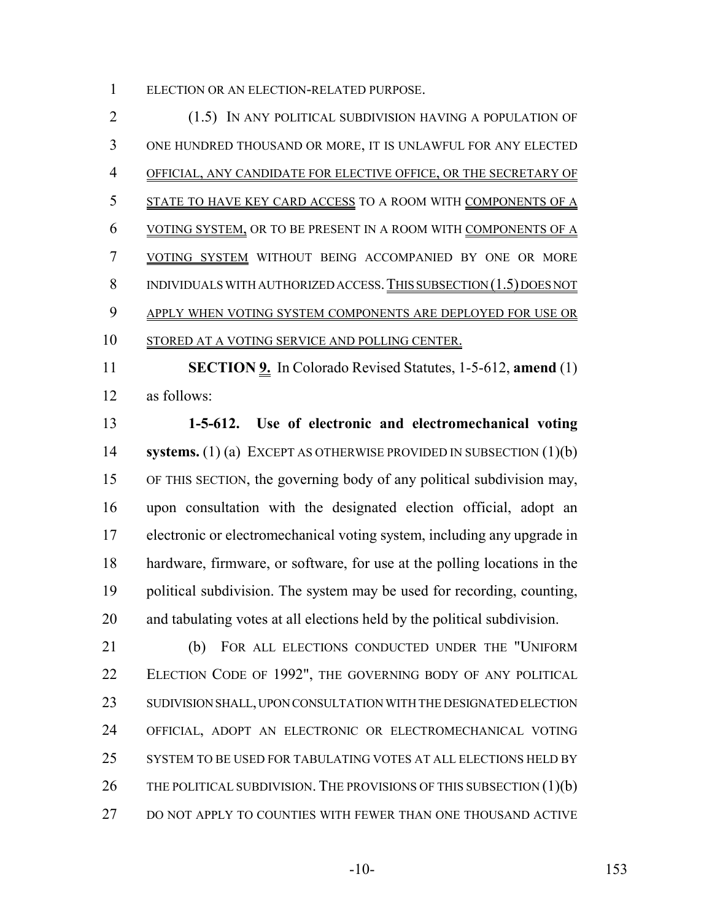ELECTION OR AN ELECTION-RELATED PURPOSE.

(1.5) IN ANY POLITICAL SUBDIVISION HAVING A POPULATION OF ONE HUNDRED THOUSAND OR MORE, IT IS UNLAWFUL FOR ANY ELECTED OFFICIAL, ANY CANDIDATE FOR ELECTIVE OFFICE, OR THE SECRETARY OF STATE TO HAVE KEY CARD ACCESS TO A ROOM WITH COMPONENTS OF A VOTING SYSTEM, OR TO BE PRESENT IN A ROOM WITH COMPONENTS OF A VOTING SYSTEM WITHOUT BEING ACCOMPANIED BY ONE OR MORE INDIVIDUALS WITH AUTHORIZED ACCESS. THIS SUBSECTION (1.5) DOES NOT APPLY WHEN VOTING SYSTEM COMPONENTS ARE DEPLOYED FOR USE OR STORED AT A VOTING SERVICE AND POLLING CENTER.

**SECTION 9.** In Colorado Revised Statutes, 1-5-612, **amend** (1) as follows:

**1-5-612. Use of electronic and electromechanical voting systems.** (1) (a) EXCEPT AS OTHERWISE PROVIDED IN SUBSECTION (1)(b) OF THIS SECTION, the governing body of any political subdivision may, upon consultation with the designated election official, adopt an electronic or electromechanical voting system, including any upgrade in hardware, firmware, or software, for use at the polling locations in the political subdivision. The system may be used for recording, counting, and tabulating votes at all elections held by the political subdivision.

(b) FOR ALL ELECTIONS CONDUCTED UNDER THE "UNIFORM ELECTION CODE OF 1992", THE GOVERNING BODY OF ANY POLITICAL SUDIVISION SHALL, UPON CONSULTATION WITH THE DESIGNATED ELECTION OFFICIAL, ADOPT AN ELECTRONIC OR ELECTROMECHANICAL VOTING SYSTEM TO BE USED FOR TABULATING VOTES AT ALL ELECTIONS HELD BY THE POLITICAL SUBDIVISION. THE PROVISIONS OF THIS SUBSECTION (1)(b) DO NOT APPLY TO COUNTIES WITH FEWER THAN ONE THOUSAND ACTIVE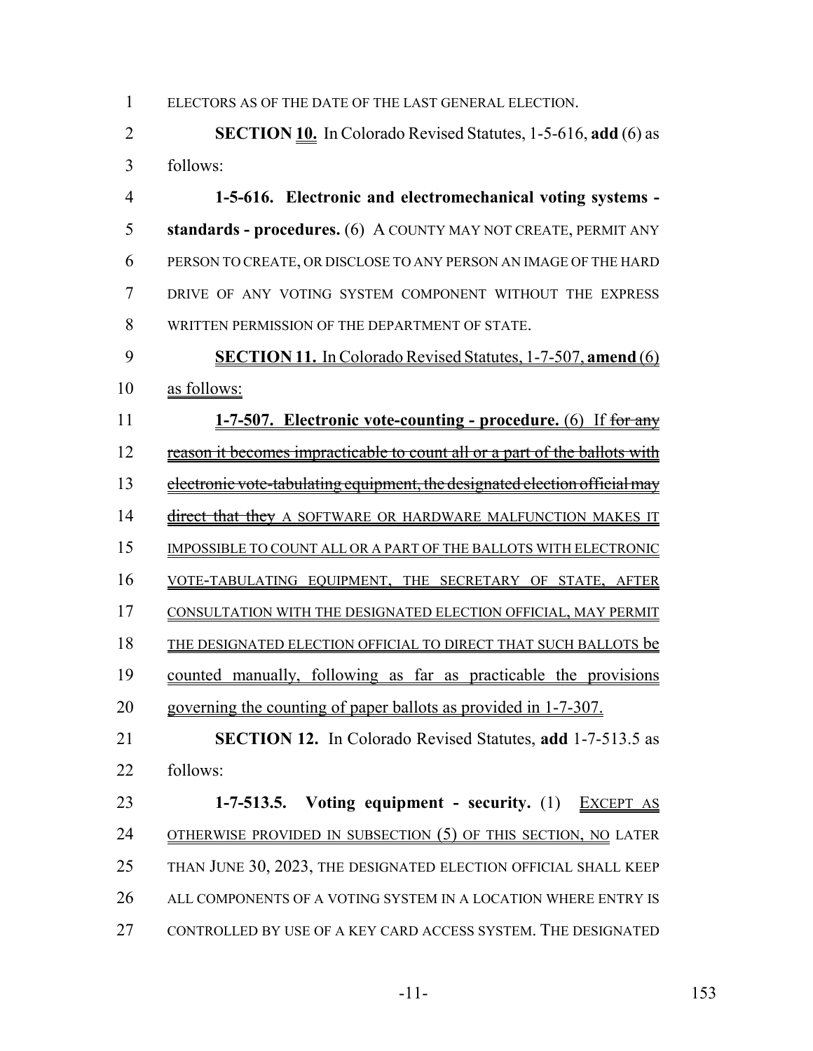ELECTORS AS OF THE DATE OF THE LAST GENERAL ELECTION.

**SECTION 10.** In Colorado Revised Statutes, 1-5-616, **add** (6) as follows:

**1-5-616. Electronic and electromechanical voting systems - standards - procedures.** (6) A COUNTY MAY NOT CREATE, PERMIT ANY PERSON TO CREATE, OR DISCLOSE TO ANY PERSON AN IMAGE OF THE HARD DRIVE OF ANY VOTING SYSTEM COMPONENT WITHOUT THE EXPRESS WRITTEN PERMISSION OF THE DEPARTMENT OF STATE.

**SECTION 11.** In Colorado Revised Statutes, 1-7-507, **amend** (6) as follows:

**1-7-507. Electronic vote-counting - procedure.** (6) If ~~for any reason it becomes impracticable to count all or a part of the ballots with electronic vote-tabulating equipment, the designated election official may direct that they~~ A SOFTWARE OR HARDWARE MALFUNCTION MAKES IT IMPOSSIBLE TO COUNT ALL OR A PART OF THE BALLOTS WITH ELECTRONIC VOTE-TABULATING EQUIPMENT, THE SECRETARY OF STATE, AFTER CONSULTATION WITH THE DESIGNATED ELECTION OFFICIAL, MAY PERMIT THE DESIGNATED ELECTION OFFICIAL TO DIRECT THAT SUCH BALLOTS be counted manually, following as far as practicable the provisions governing the counting of paper ballots as provided in 1-7-307.

**SECTION 12.** In Colorado Revised Statutes, **add** 1-7-513.5 as follows:

**1-7-513.5. Voting equipment - security.** (1) EXCEPT AS OTHERWISE PROVIDED IN SUBSECTION (5) OF THIS SECTION, NO LATER THAN JUNE 30, 2023, THE DESIGNATED ELECTION OFFICIAL SHALL KEEP ALL COMPONENTS OF A VOTING SYSTEM IN A LOCATION WHERE ENTRY IS CONTROLLED BY USE OF A KEY CARD ACCESS SYSTEM. THE DESIGNATED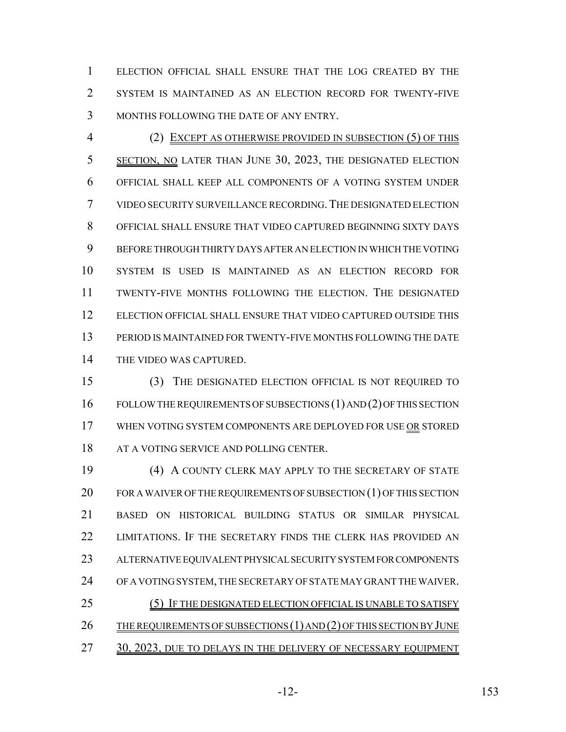ELECTION OFFICIAL SHALL ENSURE THAT THE LOG CREATED BY THE SYSTEM IS MAINTAINED AS AN ELECTION RECORD FOR TWENTY-FIVE MONTHS FOLLOWING THE DATE OF ANY ENTRY.

(2) EXCEPT AS OTHERWISE PROVIDED IN SUBSECTION (5) OF THIS SECTION, NO LATER THAN JUNE 30, 2023, THE DESIGNATED ELECTION OFFICIAL SHALL KEEP ALL COMPONENTS OF A VOTING SYSTEM UNDER VIDEO SECURITY SURVEILLANCE RECORDING. THE DESIGNATED ELECTION OFFICIAL SHALL ENSURE THAT VIDEO CAPTURED BEGINNING SIXTY DAYS BEFORE THROUGH THIRTY DAYS AFTER AN ELECTION IN WHICH THE VOTING SYSTEM IS USED IS MAINTAINED AS AN ELECTION RECORD FOR TWENTY-FIVE MONTHS FOLLOWING THE ELECTION. THE DESIGNATED ELECTION OFFICIAL SHALL ENSURE THAT VIDEO CAPTURED OUTSIDE THIS PERIOD IS MAINTAINED FOR TWENTY-FIVE MONTHS FOLLOWING THE DATE THE VIDEO WAS CAPTURED.

(3) THE DESIGNATED ELECTION OFFICIAL IS NOT REQUIRED TO FOLLOW THE REQUIREMENTS OF SUBSECTIONS (1) AND (2) OF THIS SECTION WHEN VOTING SYSTEM COMPONENTS ARE DEPLOYED FOR USE OR STORED AT A VOTING SERVICE AND POLLING CENTER.

(4) A COUNTY CLERK MAY APPLY TO THE SECRETARY OF STATE FOR A WAIVER OF THE REQUIREMENTS OF SUBSECTION (1) OF THIS SECTION BASED ON HISTORICAL BUILDING STATUS OR SIMILAR PHYSICAL LIMITATIONS. IF THE SECRETARY FINDS THE CLERK HAS PROVIDED AN ALTERNATIVE EQUIVALENT PHYSICAL SECURITY SYSTEM FOR COMPONENTS OF A VOTING SYSTEM, THE SECRETARY OF STATE MAY GRANT THE WAIVER.

(5) IF THE DESIGNATED ELECTION OFFICIAL IS UNABLE TO SATISFY THE REQUIREMENTS OF SUBSECTIONS (1) AND (2) OF THIS SECTION BY JUNE 30, 2023, DUE TO DELAYS IN THE DELIVERY OF NECESSARY EQUIPMENT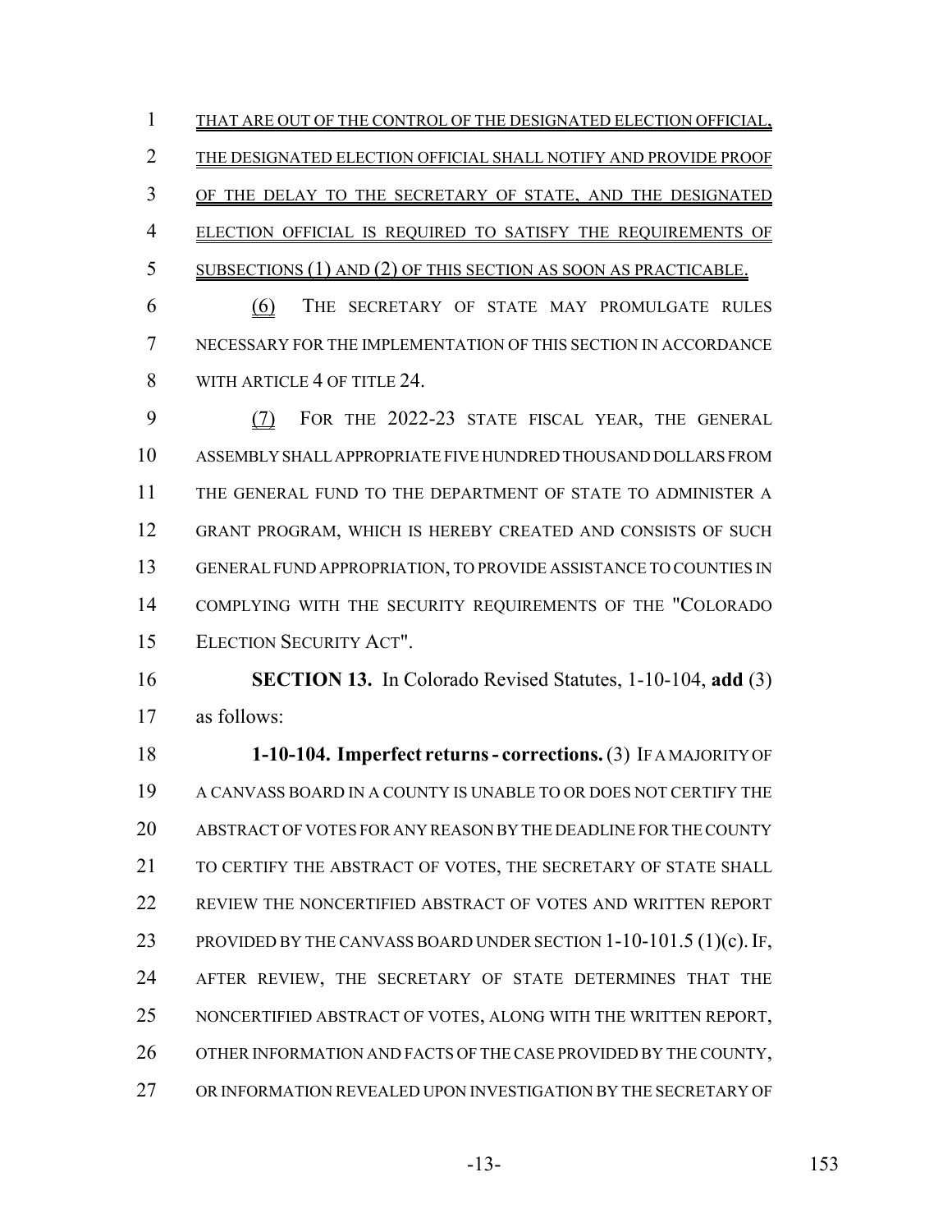THAT ARE OUT OF THE CONTROL OF THE DESIGNATED ELECTION OFFICIAL, THE DESIGNATED ELECTION OFFICIAL SHALL NOTIFY AND PROVIDE PROOF OF THE DELAY TO THE SECRETARY OF STATE, AND THE DESIGNATED ELECTION OFFICIAL IS REQUIRED TO SATISFY THE REQUIREMENTS OF SUBSECTIONS (1) AND (2) OF THIS SECTION AS SOON AS PRACTICABLE.

(6) THE SECRETARY OF STATE MAY PROMULGATE RULES NECESSARY FOR THE IMPLEMENTATION OF THIS SECTION IN ACCORDANCE WITH ARTICLE 4 OF TITLE 24.

(7) FOR THE 2022-23 STATE FISCAL YEAR, THE GENERAL ASSEMBLY SHALL APPROPRIATE FIVE HUNDRED THOUSAND DOLLARS FROM THE GENERAL FUND TO THE DEPARTMENT OF STATE TO ADMINISTER A GRANT PROGRAM, WHICH IS HEREBY CREATED AND CONSISTS OF SUCH GENERAL FUND APPROPRIATION, TO PROVIDE ASSISTANCE TO COUNTIES IN COMPLYING WITH THE SECURITY REQUIREMENTS OF THE "COLORADO ELECTION SECURITY ACT".

**SECTION 13.** In Colorado Revised Statutes, 1-10-104, **add** (3) as follows:

**1-10-104. Imperfect returns - corrections.** (3) IF A MAJORITY OF A CANVASS BOARD IN A COUNTY IS UNABLE TO OR DOES NOT CERTIFY THE ABSTRACT OF VOTES FOR ANY REASON BY THE DEADLINE FOR THE COUNTY TO CERTIFY THE ABSTRACT OF VOTES, THE SECRETARY OF STATE SHALL REVIEW THE NONCERTIFIED ABSTRACT OF VOTES AND WRITTEN REPORT PROVIDED BY THE CANVASS BOARD UNDER SECTION 1-10-101.5 (1)(c). IF, AFTER REVIEW, THE SECRETARY OF STATE DETERMINES THAT THE NONCERTIFIED ABSTRACT OF VOTES, ALONG WITH THE WRITTEN REPORT, OTHER INFORMATION AND FACTS OF THE CASE PROVIDED BY THE COUNTY, OR INFORMATION REVEALED UPON INVESTIGATION BY THE SECRETARY OF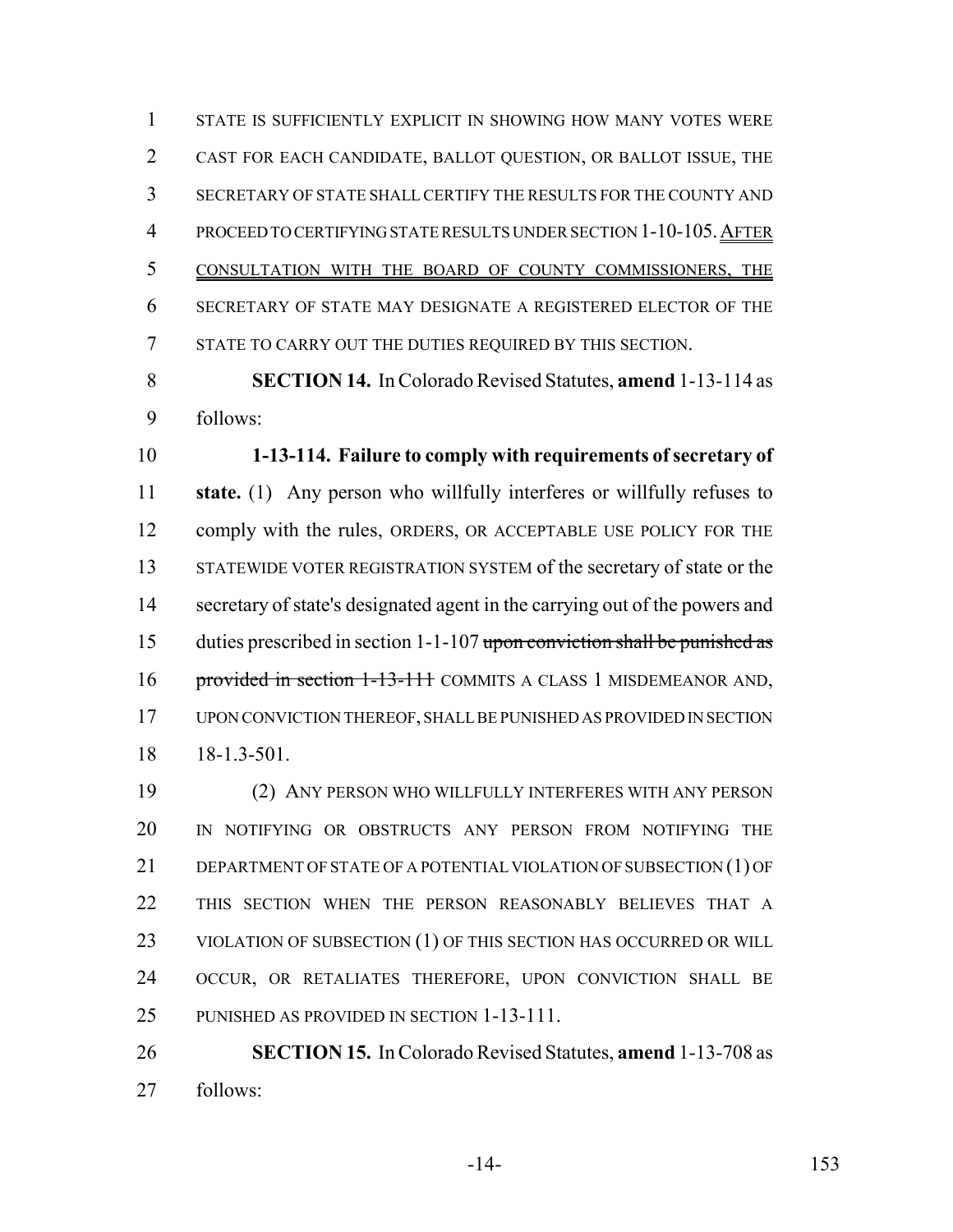STATE IS SUFFICIENTLY EXPLICIT IN SHOWING HOW MANY VOTES WERE CAST FOR EACH CANDIDATE, BALLOT QUESTION, OR BALLOT ISSUE, THE SECRETARY OF STATE SHALL CERTIFY THE RESULTS FOR THE COUNTY AND PROCEED TO CERTIFYING STATE RESULTS UNDER SECTION 1-10-105. AFTER CONSULTATION WITH THE BOARD OF COUNTY COMMISSIONERS, THE SECRETARY OF STATE MAY DESIGNATE A REGISTERED ELECTOR OF THE STATE TO CARRY OUT THE DUTIES REQUIRED BY THIS SECTION.

**SECTION 14.** In Colorado Revised Statutes, **amend** 1-13-114 as follows:

**1-13-114. Failure to comply with requirements of secretary of state.** (1) Any person who willfully interferes or willfully refuses to comply with the rules, ORDERS, OR ACCEPTABLE USE POLICY FOR THE STATEWIDE VOTER REGISTRATION SYSTEM of the secretary of state or the secretary of state's designated agent in the carrying out of the powers and duties prescribed in section 1-1-107 ~~upon conviction shall be punished as provided in section 1-13-111~~ COMMITS A CLASS 1 MISDEMEANOR AND, UPON CONVICTION THEREOF, SHALL BE PUNISHED AS PROVIDED IN SECTION 18-1.3-501.

(2) ANY PERSON WHO WILLFULLY INTERFERES WITH ANY PERSON IN NOTIFYING OR OBSTRUCTS ANY PERSON FROM NOTIFYING THE DEPARTMENT OF STATE OF A POTENTIAL VIOLATION OF SUBSECTION (1) OF THIS SECTION WHEN THE PERSON REASONABLY BELIEVES THAT A VIOLATION OF SUBSECTION (1) OF THIS SECTION HAS OCCURRED OR WILL OCCUR, OR RETALIATES THEREFORE, UPON CONVICTION SHALL BE PUNISHED AS PROVIDED IN SECTION 1-13-111.

**SECTION 15.** In Colorado Revised Statutes, **amend** 1-13-708 as follows: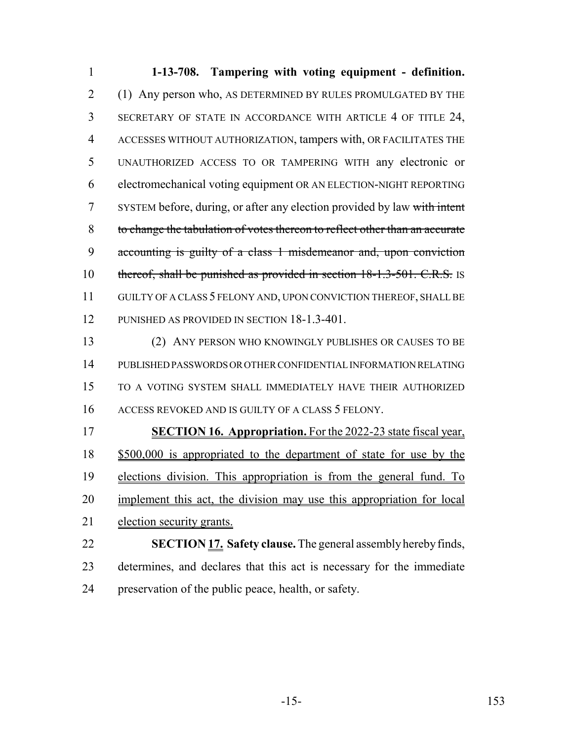**1-13-708. Tampering with voting equipment - definition.** (1) Any person who, AS DETERMINED BY RULES PROMULGATED BY THE SECRETARY OF STATE IN ACCORDANCE WITH ARTICLE 4 OF TITLE 24, ACCESSES WITHOUT AUTHORIZATION, tampers with, OR FACILITATES THE UNAUTHORIZED ACCESS TO OR TAMPERING WITH any electronic or electromechanical voting equipment OR AN ELECTION-NIGHT REPORTING SYSTEM before, during, or after any election provided by law ~~with intent to change the tabulation of votes thereon to reflect other than an accurate accounting is guilty of a class 1 misdemeanor and, upon conviction thereof, shall be punished as provided in section 18-1.3-501. C.R.S.~~ IS GUILTY OF A CLASS 5 FELONY AND, UPON CONVICTION THEREOF, SHALL BE PUNISHED AS PROVIDED IN SECTION 18-1.3-401.

(2) ANY PERSON WHO KNOWINGLY PUBLISHES OR CAUSES TO BE PUBLISHED PASSWORDS OR OTHER CONFIDENTIAL INFORMATION RELATING TO A VOTING SYSTEM SHALL IMMEDIATELY HAVE THEIR AUTHORIZED ACCESS REVOKED AND IS GUILTY OF A CLASS 5 FELONY.

**SECTION 16. Appropriation.** For the 2022-23 state fiscal year, $500,000 is appropriated to the department of state for use by the elections division. This appropriation is from the general fund. To implement this act, the division may use this appropriation for local election security grants.

**SECTION 17. Safety clause.** The general assembly hereby finds, determines, and declares that this act is necessary for the immediate preservation of the public peace, health, or safety.